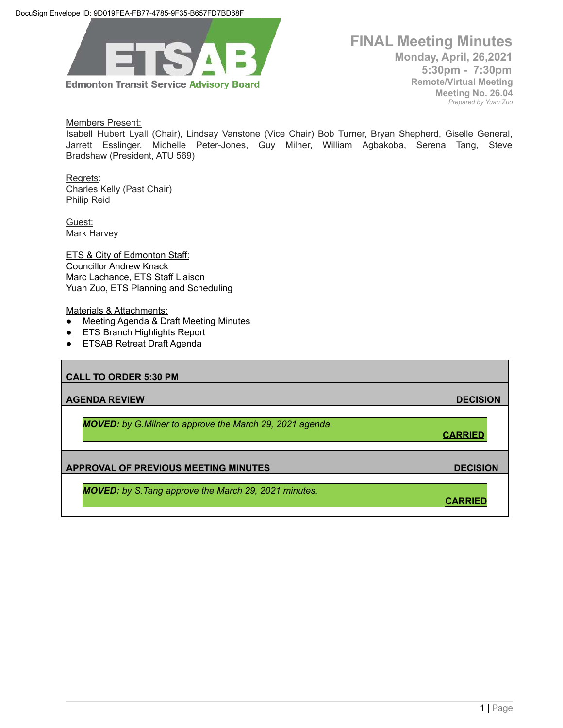DocuSign Envelope ID: 9D019FEA-FB77-4785-9F35-B657FD7BD68F

**ETSAB**
**Edmonton Transit Service Advisory Board**

# FINAL Meeting Minutes

**Monday, April, 26,2021**
**5:30pm - 7:30pm**
**Remote/Virtual Meeting**
**Meeting No. 26.04**
*Prepared by Yuan Zuo*

Members Present:
Isabell Hubert Lyall (Chair), Lindsay Vanstone (Vice Chair) Bob Turner, Bryan Shepherd, Giselle General, Jarrett Esslinger, Michelle Peter-Jones, Guy Milner, William Agbakoba, Serena Tang, Steve Bradshaw (President, ATU 569)

Regrets:
Charles Kelly (Past Chair)
Philip Reid

Guest:
Mark Harvey

ETS & City of Edmonton Staff:
Councillor Andrew Knack
Marc Lachance, ETS Staff Liaison
Yuan Zuo, ETS Planning and Scheduling

Materials & Attachments:

- Meeting Agenda & Draft Meeting Minutes
- ETS Branch Highlights Report
- ETSAB Retreat Draft Agenda

## CALL TO ORDER 5:30 PM

## AGENDA REVIEW — DECISION

***MOVED:*** *by G.Milner to approve the March 29, 2021 agenda.*

**CARRIED**

## APPROVAL OF PREVIOUS MEETING MINUTES — DECISION

***MOVED:*** *by S.Tang approve the March 29, 2021 minutes.*

**CARRIED**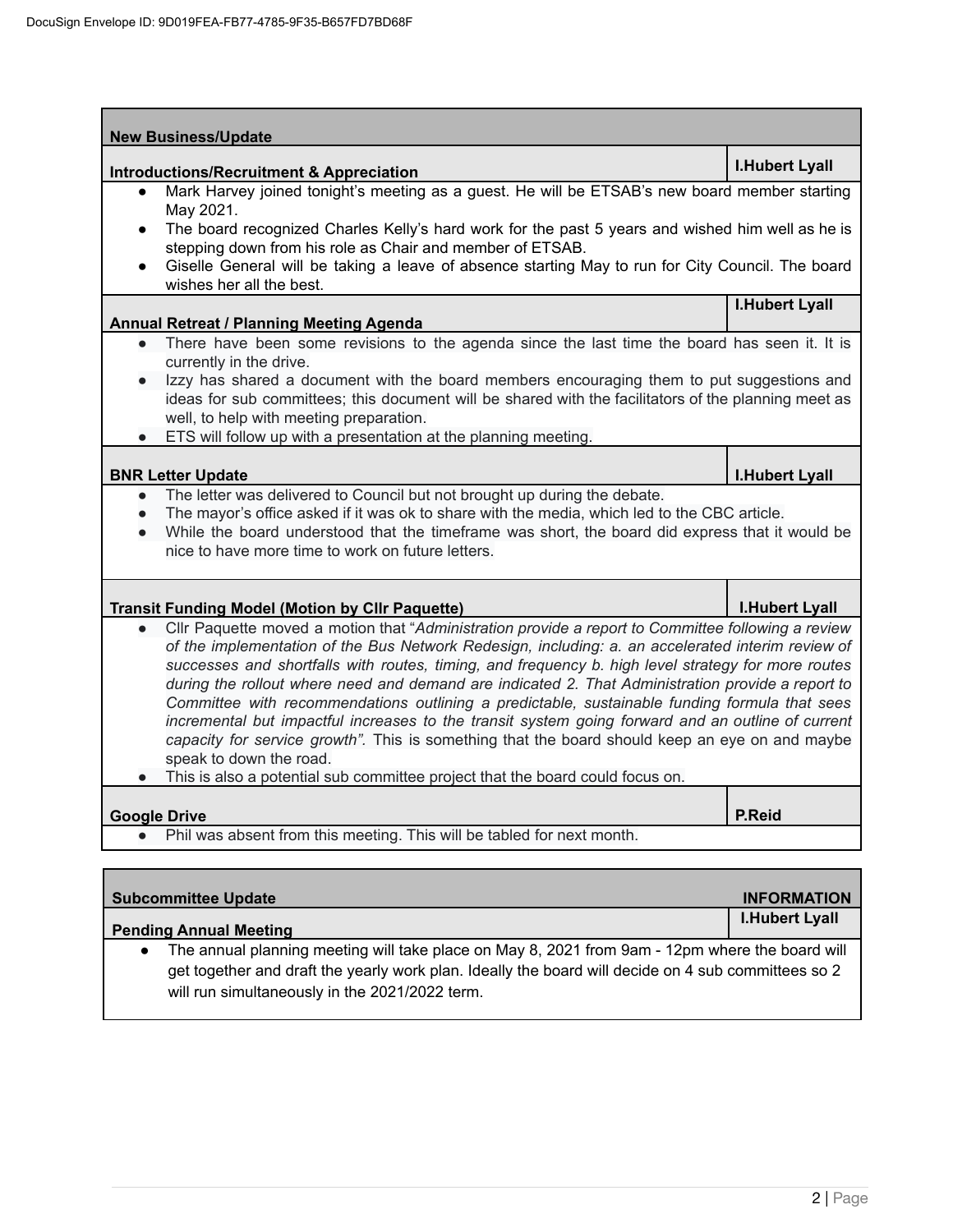## New Business/Update

### Introductions/Recruitment & Appreciation — I.Hubert Lyall

- Mark Harvey joined tonight's meeting as a guest. He will be ETSAB's new board member starting May 2021.
- The board recognized Charles Kelly's hard work for the past 5 years and wished him well as he is stepping down from his role as Chair and member of ETSAB.
- Giselle General will be taking a leave of absence starting May to run for City Council. The board wishes her all the best.

### Annual Retreat / Planning Meeting Agenda — I.Hubert Lyall

- There have been some revisions to the agenda since the last time the board has seen it. It is currently in the drive.
- Izzy has shared a document with the board members encouraging them to put suggestions and ideas for sub committees; this document will be shared with the facilitators of the planning meet as well, to help with meeting preparation.
- ETS will follow up with a presentation at the planning meeting.

### BNR Letter Update — I.Hubert Lyall

- The letter was delivered to Council but not brought up during the debate.
- The mayor's office asked if it was ok to share with the media, which led to the CBC article.
- While the board understood that the timeframe was short, the board did express that it would be nice to have more time to work on future letters.

### Transit Funding Model (Motion by Cllr Paquette) — I.Hubert Lyall

- Cllr Paquette moved a motion that "*Administration provide a report to Committee following a review of the implementation of the Bus Network Redesign, including: a. an accelerated interim review of successes and shortfalls with routes, timing, and frequency b. high level strategy for more routes during the rollout where need and demand are indicated 2. That Administration provide a report to Committee with recommendations outlining a predictable, sustainable funding formula that sees incremental but impactful increases to the transit system going forward and an outline of current capacity for service growth".* This is something that the board should keep an eye on and maybe speak to down the road.
- This is also a potential sub committee project that the board could focus on.

### Google Drive — P.Reid

- Phil was absent from this meeting. This will be tabled for next month.

## Subcommittee Update — INFORMATION

### Pending Annual Meeting — I.Hubert Lyall

- The annual planning meeting will take place on May 8, 2021 from 9am - 12pm where the board will get together and draft the yearly work plan. Ideally the board will decide on 4 sub committees so 2 will run simultaneously in the 2021/2022 term.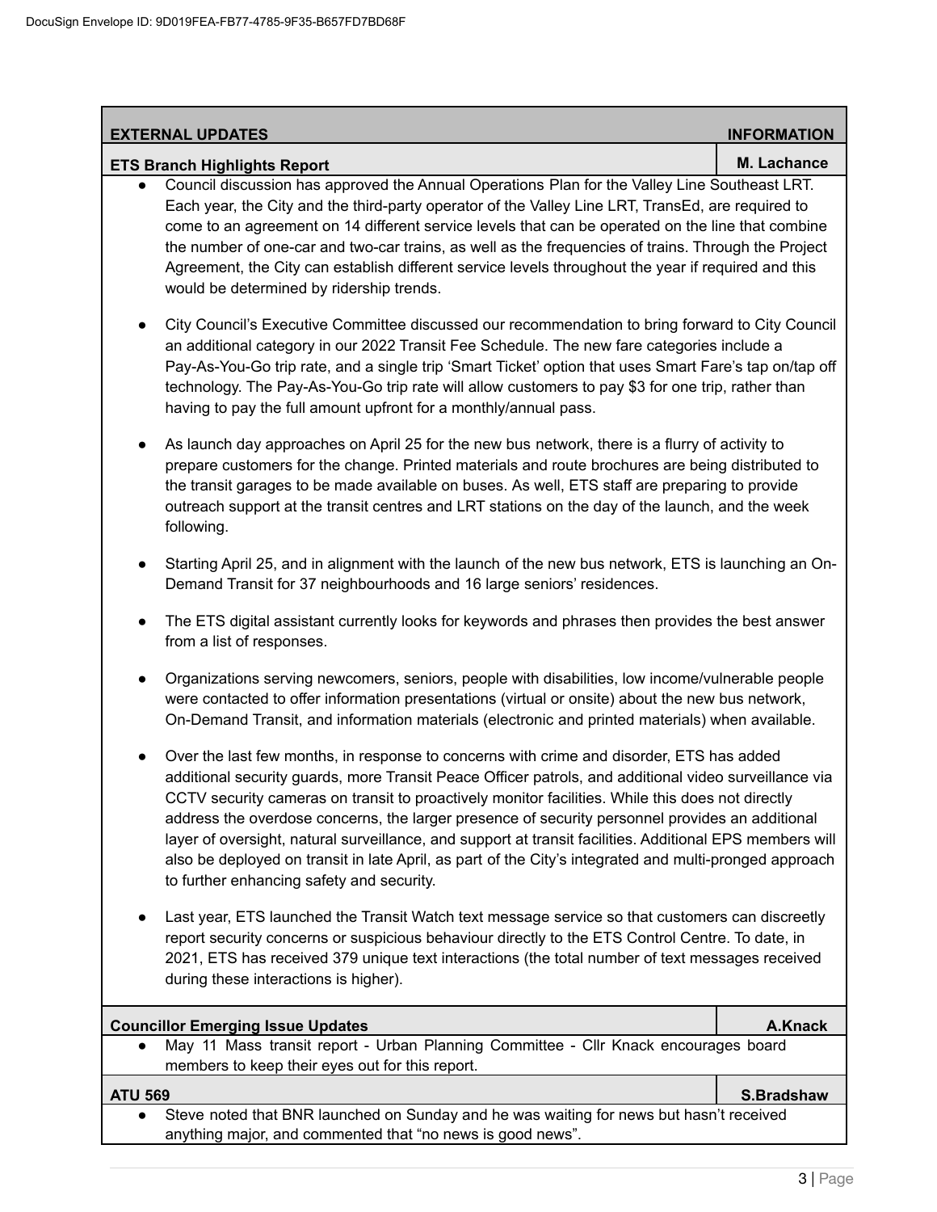| EXTERNAL UPDATES | INFORMATION |
|---|---|
| **ETS Branch Highlights Report** | **M. Lachance** |

- Council discussion has approved the Annual Operations Plan for the Valley Line Southeast LRT. Each year, the City and the third-party operator of the Valley Line LRT, TransEd, are required to come to an agreement on 14 different service levels that can be operated on the line that combine the number of one-car and two-car trains, as well as the frequencies of trains. Through the Project Agreement, the City can establish different service levels throughout the year if required and this would be determined by ridership trends.
- City Council's Executive Committee discussed our recommendation to bring forward to City Council an additional category in our 2022 Transit Fee Schedule. The new fare categories include a Pay-As-You-Go trip rate, and a single trip 'Smart Ticket' option that uses Smart Fare's tap on/tap off technology. The Pay-As-You-Go trip rate will allow customers to pay $3 for one trip, rather than having to pay the full amount upfront for a monthly/annual pass.
- As launch day approaches on April 25 for the new bus network, there is a flurry of activity to prepare customers for the change. Printed materials and route brochures are being distributed to the transit garages to be made available on buses. As well, ETS staff are preparing to provide outreach support at the transit centres and LRT stations on the day of the launch, and the week following.
- Starting April 25, and in alignment with the launch of the new bus network, ETS is launching an On-Demand Transit for 37 neighbourhoods and 16 large seniors' residences.
- The ETS digital assistant currently looks for keywords and phrases then provides the best answer from a list of responses.
- Organizations serving newcomers, seniors, people with disabilities, low income/vulnerable people were contacted to offer information presentations (virtual or onsite) about the new bus network, On-Demand Transit, and information materials (electronic and printed materials) when available.
- Over the last few months, in response to concerns with crime and disorder, ETS has added additional security guards, more Transit Peace Officer patrols, and additional video surveillance via CCTV security cameras on transit to proactively monitor facilities. While this does not directly address the overdose concerns, the larger presence of security personnel provides an additional layer of oversight, natural surveillance, and support at transit facilities. Additional EPS members will also be deployed on transit in late April, as part of the City's integrated and multi-pronged approach to further enhancing safety and security.
- Last year, ETS launched the Transit Watch text message service so that customers can discreetly report security concerns or suspicious behaviour directly to the ETS Control Centre. To date, in 2021, ETS has received 379 unique text interactions (the total number of text messages received during these interactions is higher).

| **Councillor Emerging Issue Updates** | **A.Knack** |
|---|---|

- May 11 Mass transit report - Urban Planning Committee - Cllr Knack encourages board members to keep their eyes out for this report.

| **ATU 569** | **S.Bradshaw** |
|---|---|

- Steve noted that BNR launched on Sunday and he was waiting for news but hasn't received anything major, and commented that "no news is good news".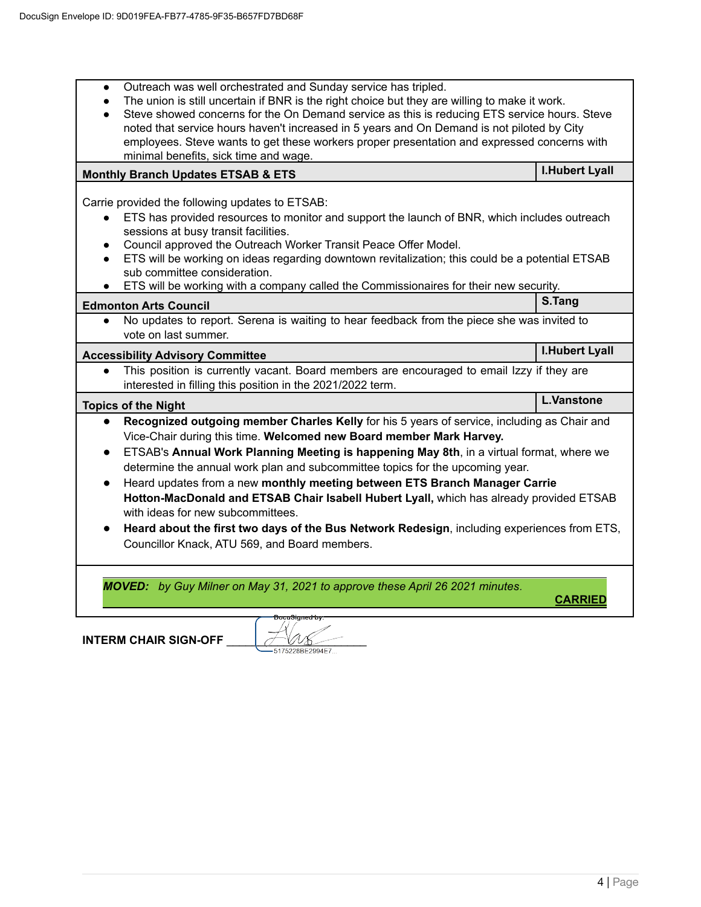- Outreach was well orchestrated and Sunday service has tripled.
- The union is still uncertain if BNR is the right choice but they are willing to make it work.
- Steve showed concerns for the On Demand service as this is reducing ETS service hours. Steve noted that service hours haven't increased in 5 years and On Demand is not piloted by City employees. Steve wants to get these workers proper presentation and expressed concerns with minimal benefits, sick time and wage.

| **Monthly Branch Updates ETSAB & ETS** | **I.Hubert Lyall** |
|---|---|

Carrie provided the following updates to ETSAB:

- ETS has provided resources to monitor and support the launch of BNR, which includes outreach sessions at busy transit facilities.
- Council approved the Outreach Worker Transit Peace Offer Model.
- ETS will be working on ideas regarding downtown revitalization; this could be a potential ETSAB sub committee consideration.
- ETS will be working with a company called the Commissionaires for their new security.

| **Edmonton Arts Council** | **S.Tang** |
|---|---|

- No updates to report. Serena is waiting to hear feedback from the piece she was invited to vote on last summer.

| **Accessibility Advisory Committee** | **I.Hubert Lyall** |
|---|---|

- This position is currently vacant. Board members are encouraged to email Izzy if they are interested in filling this position in the 2021/2022 term.

| **Topics of the Night** | **L.Vanstone** |
|---|---|

- **Recognized outgoing member Charles Kelly** for his 5 years of service, including as Chair and Vice-Chair during this time. **Welcomed new Board member Mark Harvey.**
- ETSAB's **Annual Work Planning Meeting is happening May 8th**, in a virtual format, where we determine the annual work plan and subcommittee topics for the upcoming year.
- Heard updates from a new **monthly meeting between ETS Branch Manager Carrie Hotton-MacDonald and ETSAB Chair Isabell Hubert Lyall,** which has already provided ETSAB with ideas for new subcommittees.
- **Heard about the first two days of the Bus Network Redesign**, including experiences from ETS, Councillor Knack, ATU 569, and Board members.

***MOVED:*** *by Guy Milner on May 31, 2021 to approve these April 26 2021 minutes.*

**CARRIED**

**INTERM CHAIR SIGN-OFF** ____________

DocuSigned by:
5175228BE2994E7...